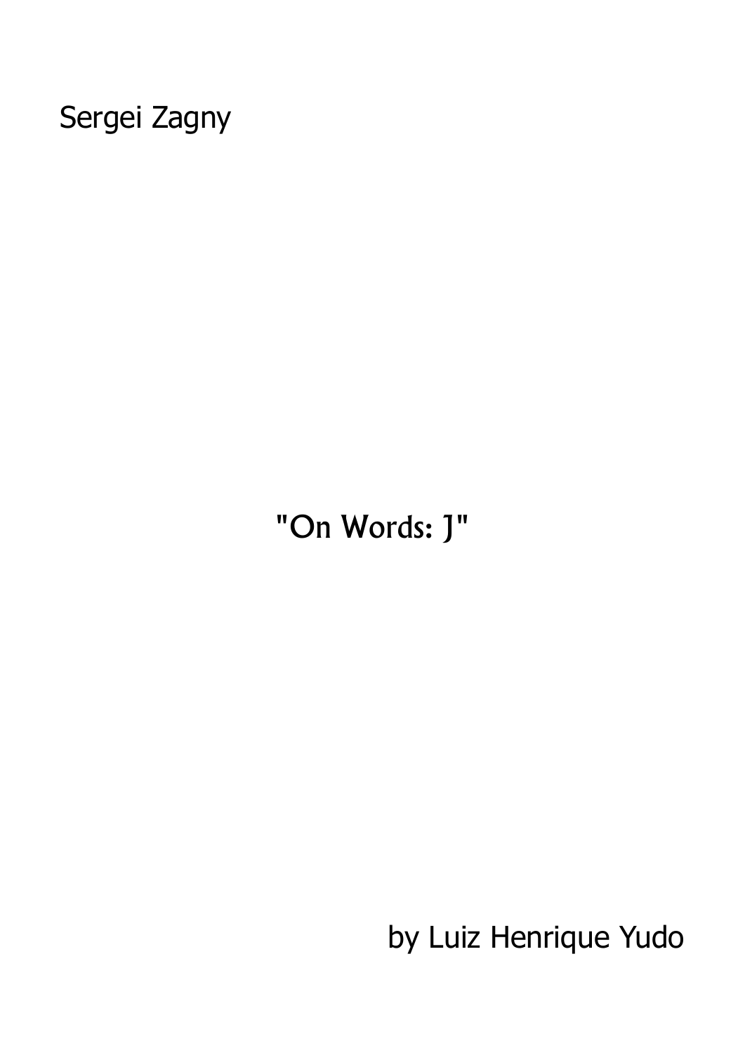Sergei Zagny

# "On Words: J"

by Luiz Henrique Yudo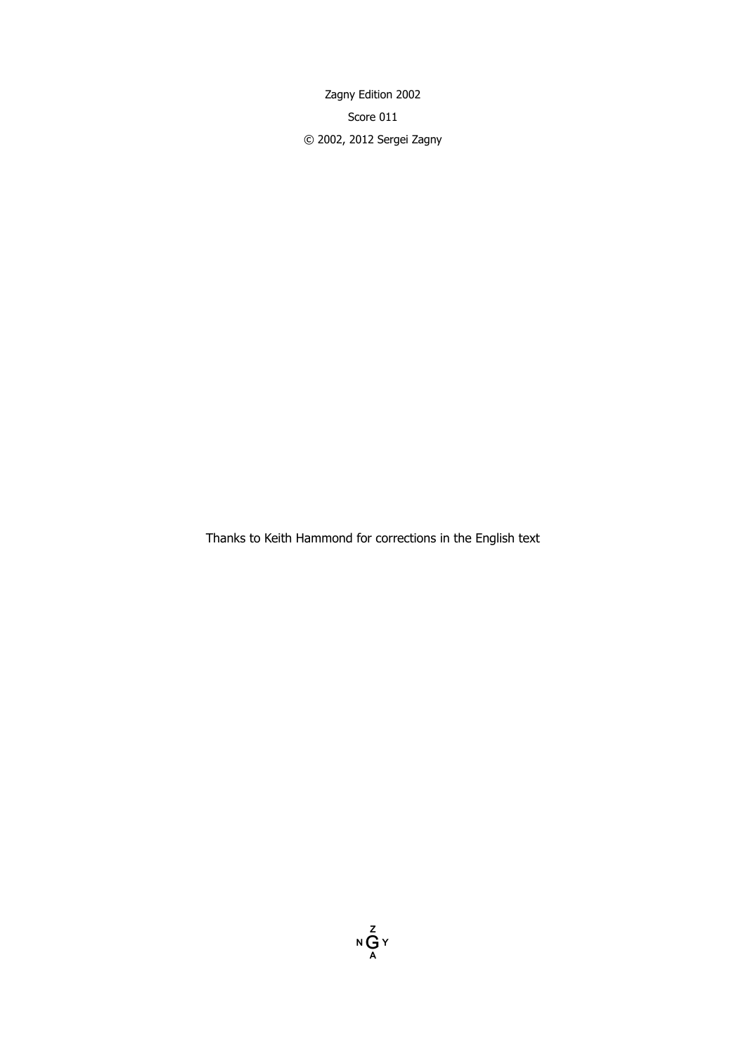Zagny Edition 2002

Score 011

© 2002, 2012 Sergei Zagny

Thanks to Keith Hammond for corrections in the English text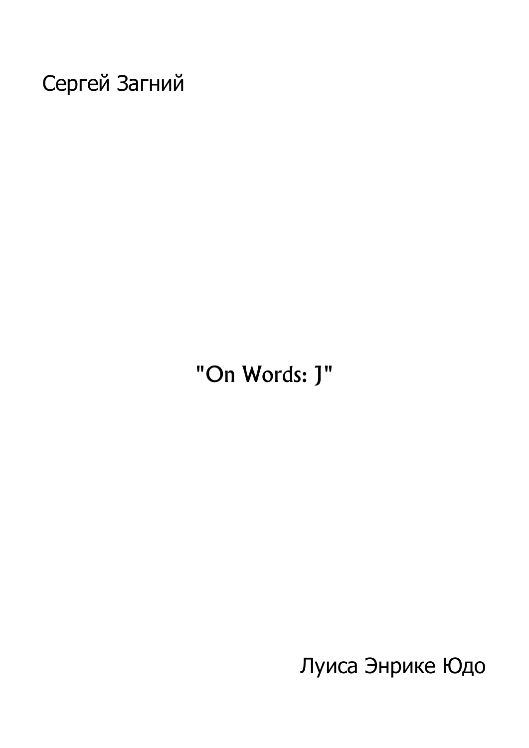Сергей Загний

# "On Words: J"

Луиса Энрике Юдо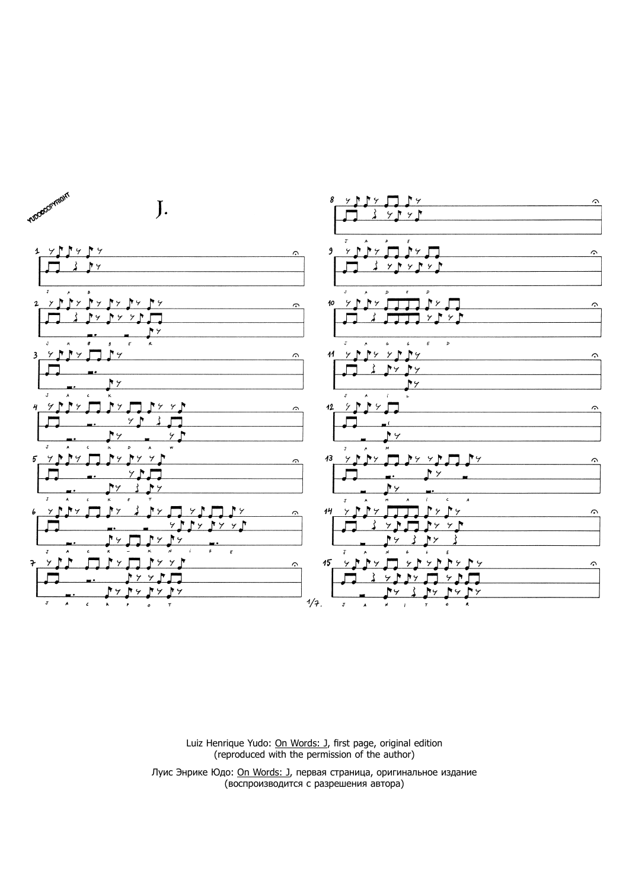Luiz Henrique Yudo: On Words: J, first page, original edition
(reproduced with the permission of the author)

Луис Энрике Юдо: On Words: J, первая страница, оригинальное издание
(воспроизводится с разрешения автора)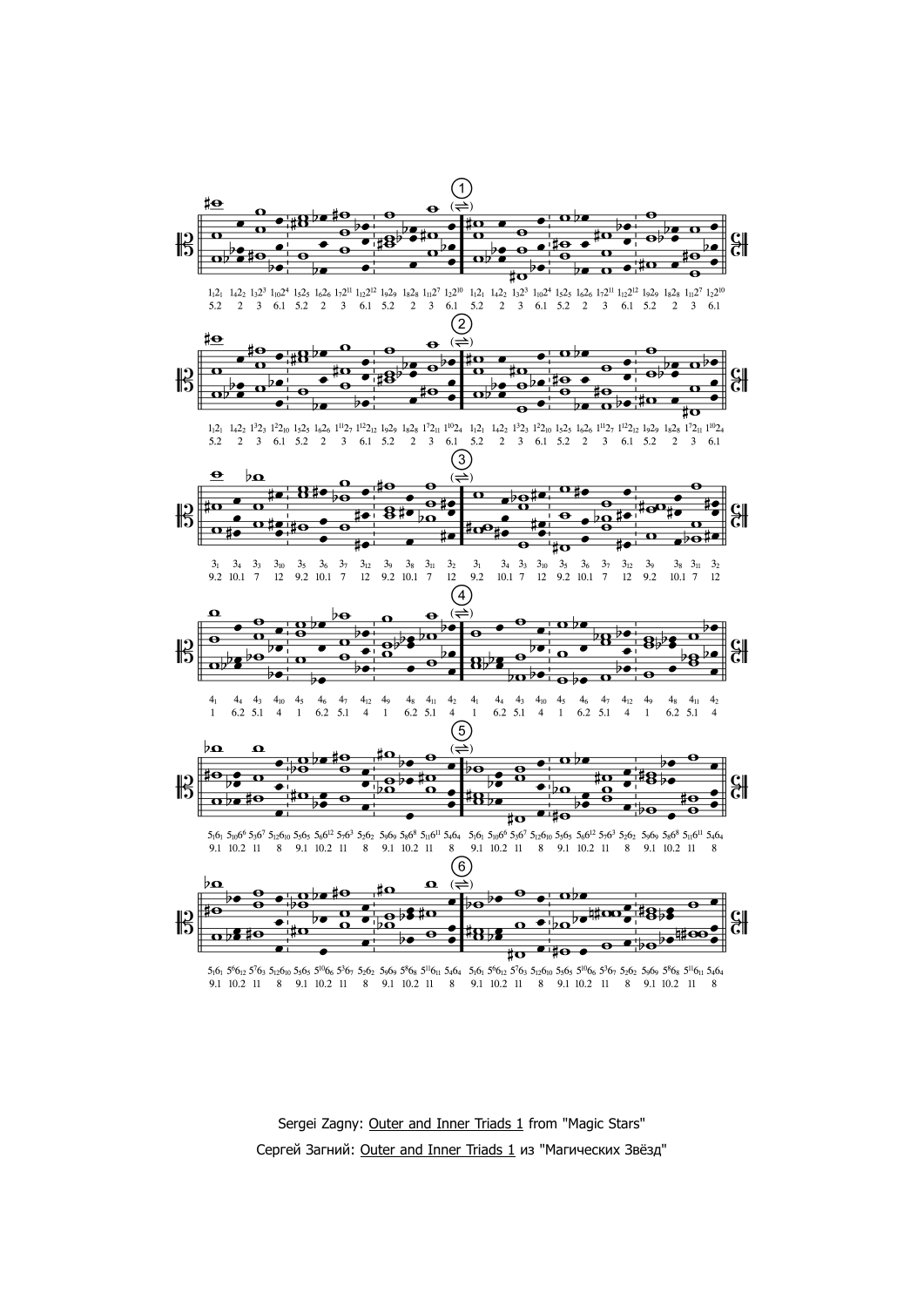Sergei Zagny: Outer and Inner Triads 1 from "Magic Stars"

Сергей Загний: Outer and Inner Triads 1 из "Магических Звёзд"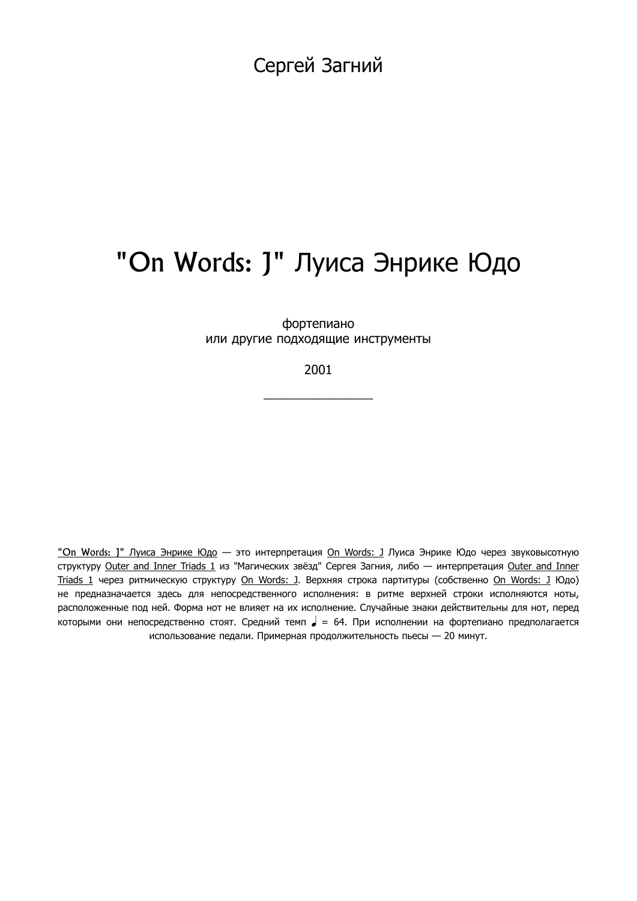Сергей Загний

# "On Words: J" Луиса Энрике Юдо

фортепиано
или другие подходящие инструменты

2001

________________

"On Words: J" Луиса Энрике Юдо — это интерпретация On Words: J Луиса Энрике Юдо через звуковысотную структуру Outer and Inner Triads 1 из "Магических звёзд" Сергея Загния, либо — интерпретация Outer and Inner Triads 1 через ритмическую структуру On Words: J. Верхняя строка партитуры (собственно On Words: J Юдо) не предназначается здесь для непосредственного исполнения: в ритме верхней строки исполняются ноты, расположенные под ней. Форма нот не влияет на их исполнение. Случайные знаки действительны для нот, перед которыми они непосредственно стоят. Средний темп ♩ = 64. При исполнении на фортепиано предполагается использование педали. Примерная продолжительность пьесы — 20 минут.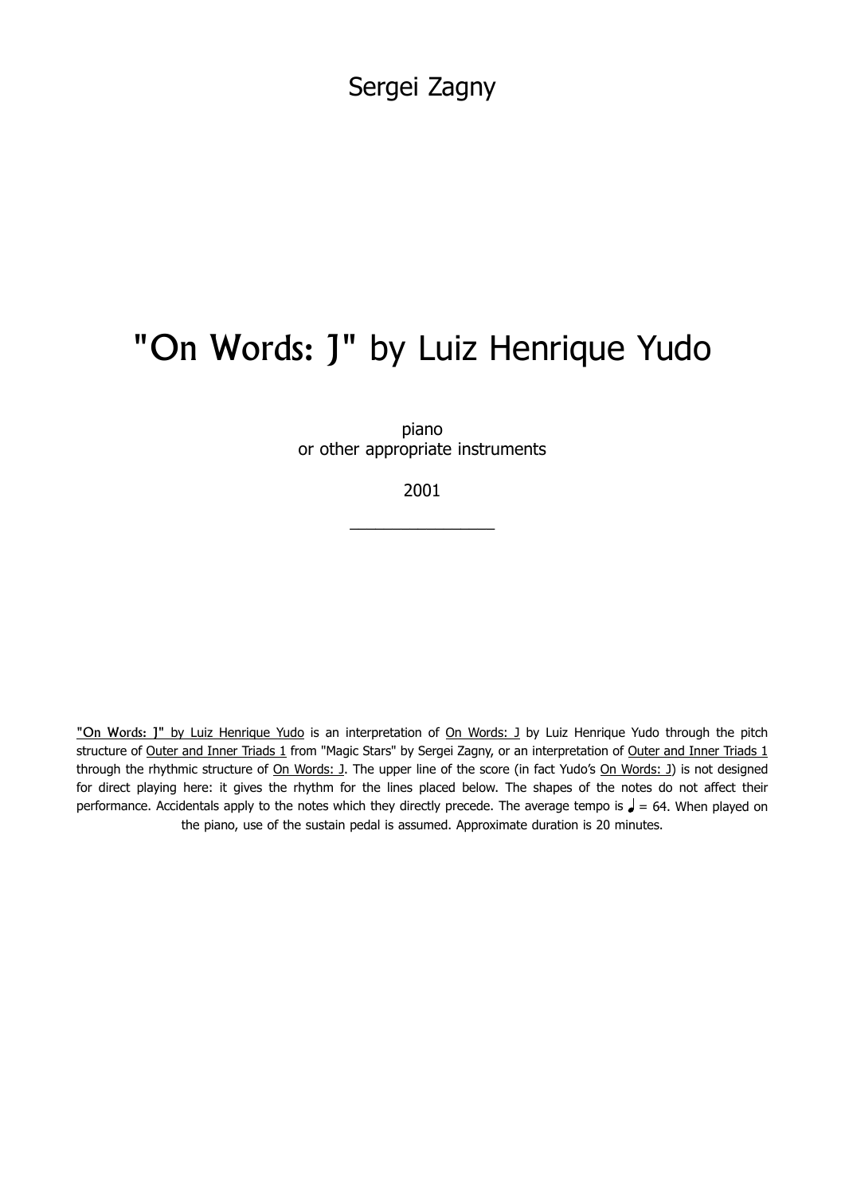Sergei Zagny

# "On Words: J" by Luiz Henrique Yudo

piano
or other appropriate instruments

2001

________________

"On Words: J" by Luiz Henrique Yudo is an interpretation of On Words: J by Luiz Henrique Yudo through the pitch structure of Outer and Inner Triads 1 from "Magic Stars" by Sergei Zagny, or an interpretation of Outer and Inner Triads 1 through the rhythmic structure of On Words: J. The upper line of the score (in fact Yudo's On Words: J) is not designed for direct playing here: it gives the rhythm for the lines placed below. The shapes of the notes do not affect their performance. Accidentals apply to the notes which they directly precede. The average tempo is ♩ = 64. When played on the piano, use of the sustain pedal is assumed. Approximate duration is 20 minutes.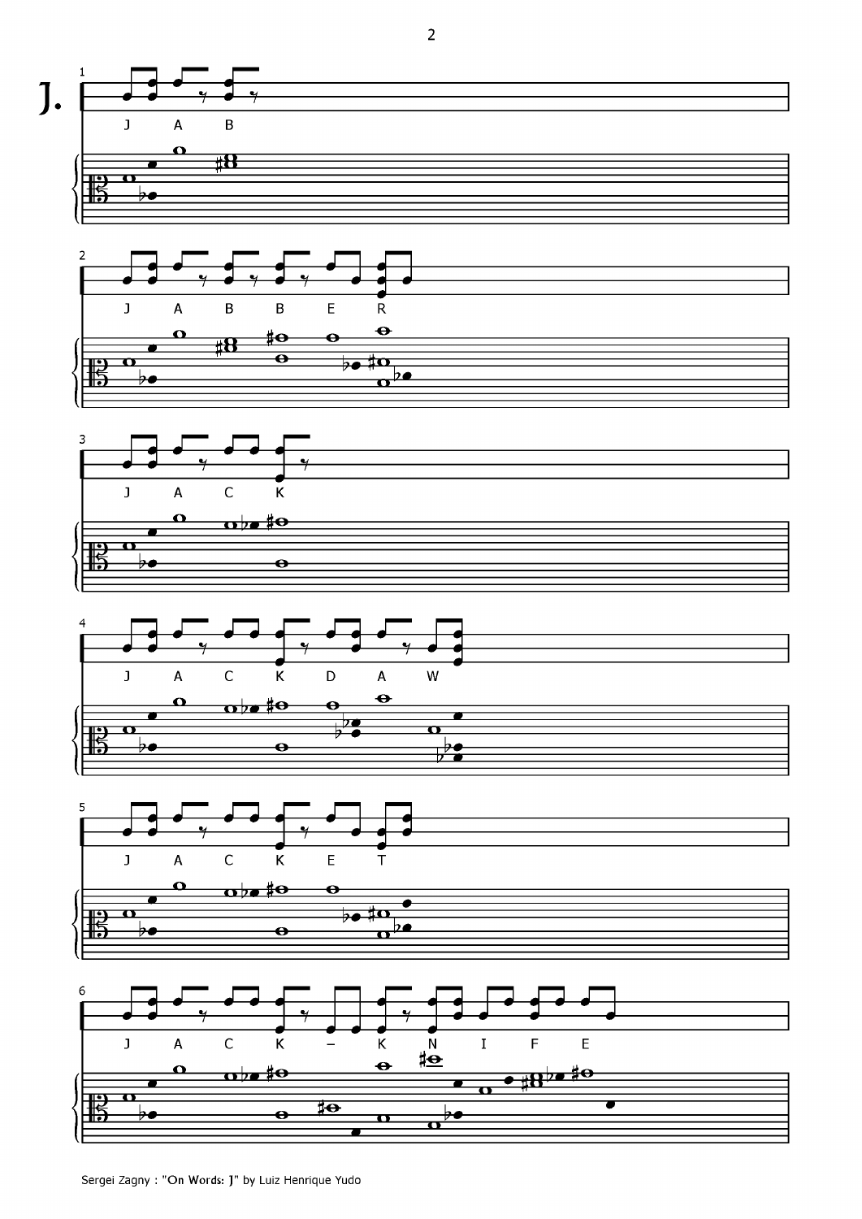# J.

1

J A B

2

J A B B E R

3

J A C K

4

J A C K D A W

5

J A C K E T

6

J A C K – K N I F E

Sergei Zagny : "On Words: J" by Luiz Henrique Yudo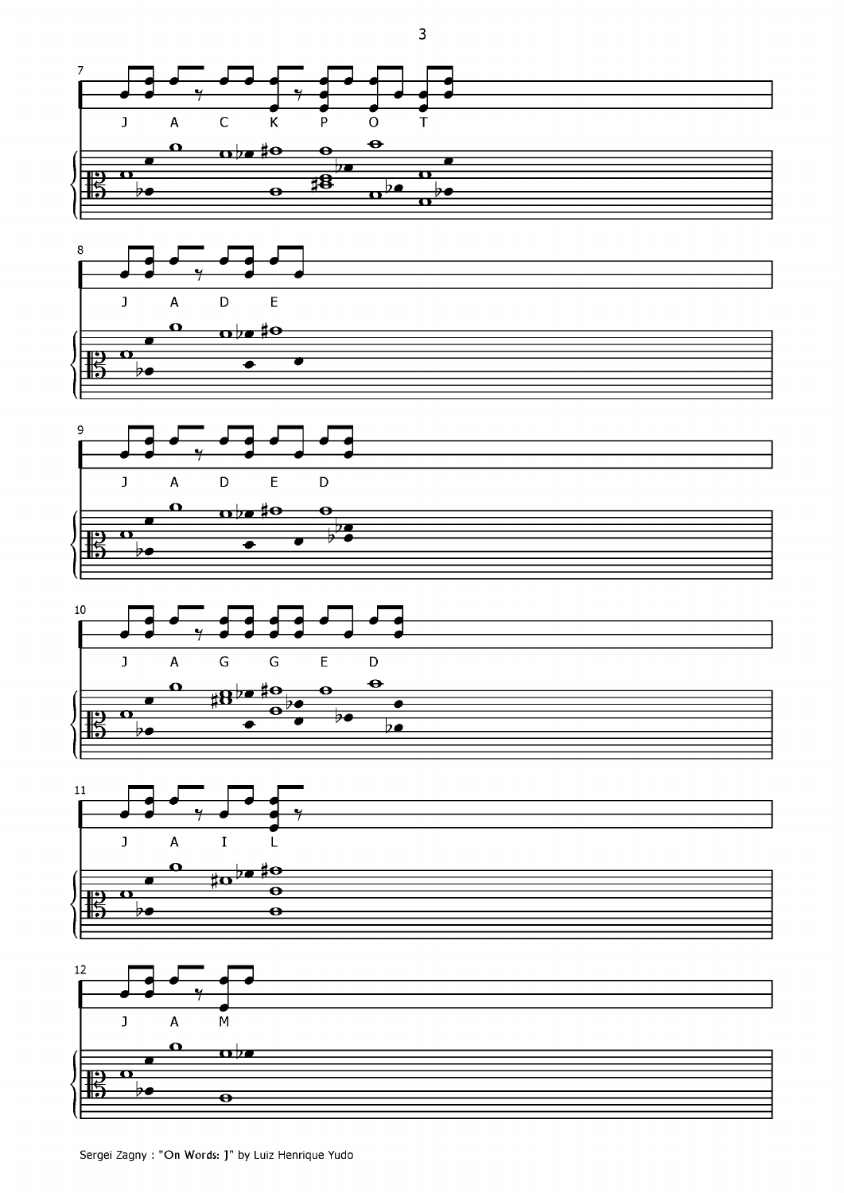7

J A C K P O T

8

J A D E

9

J A D E D

10

J A G G E D

11

J A I L

12

J A M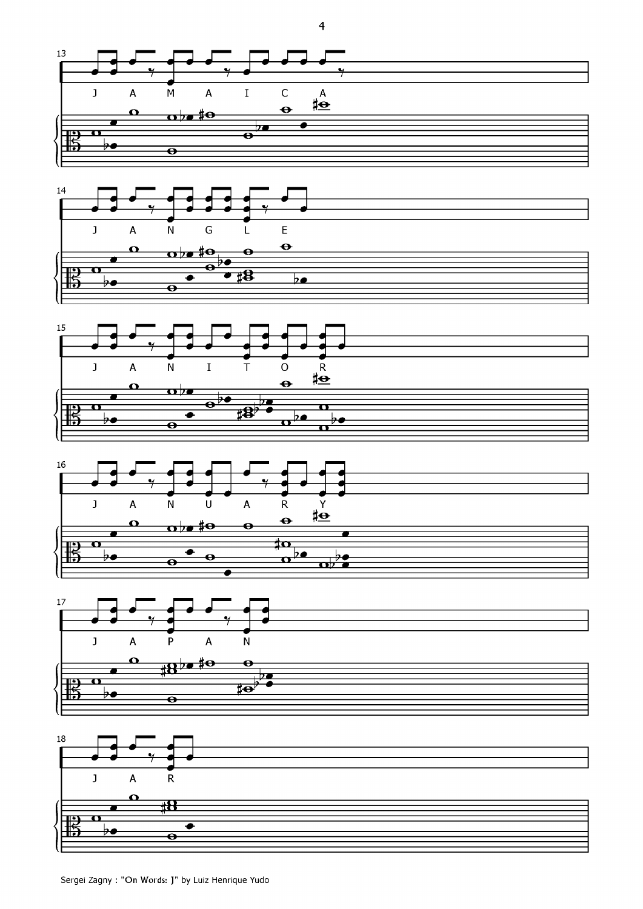13
J A M A I C A

14
J A N G L E

15
J A N I T O R

16
J A N U A R Y

17
J A P A N

18
J A R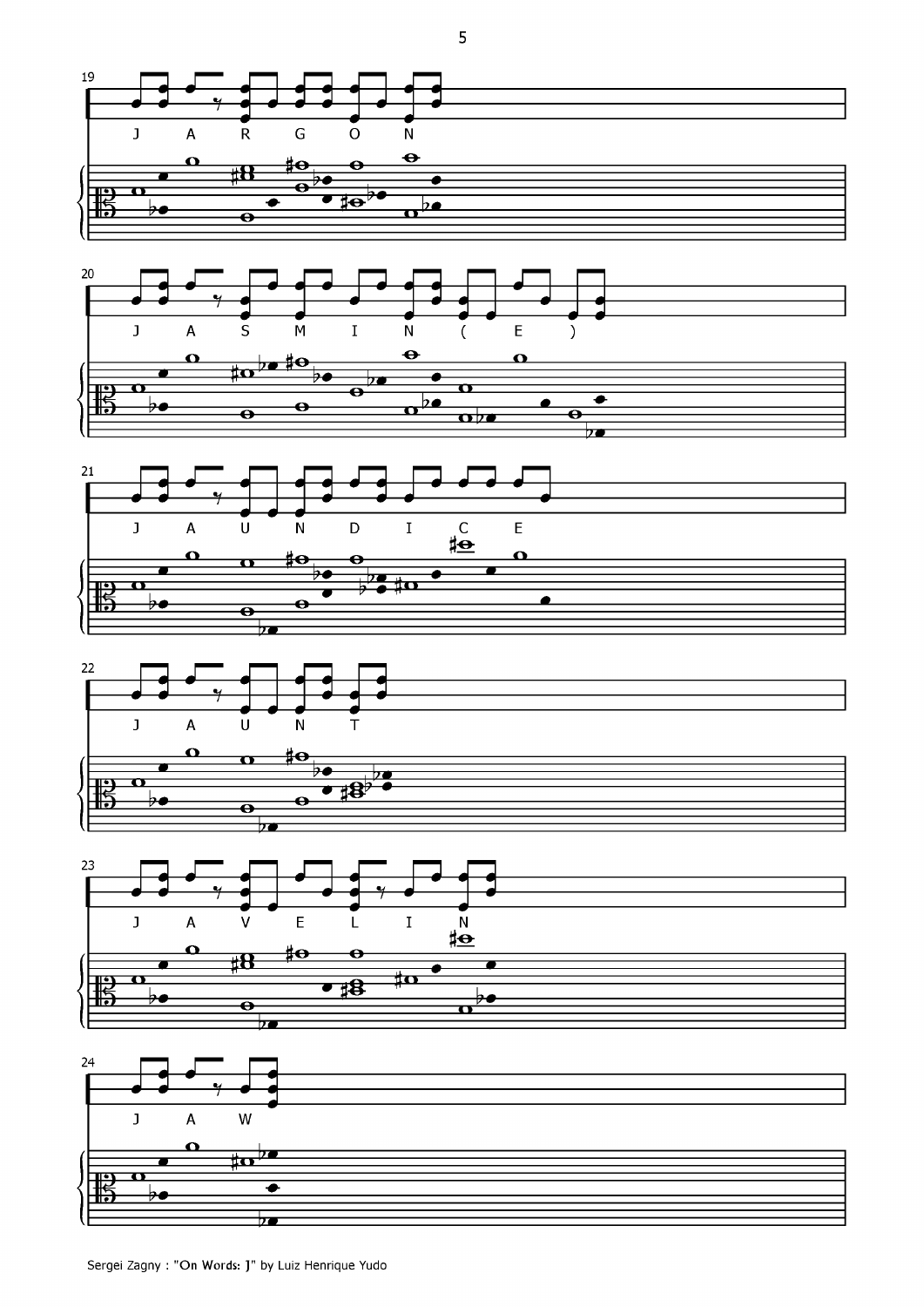J A R G O N

J A S M I N ( E )

J A U N D I C E

J A U N T

J A V E L I N

J A W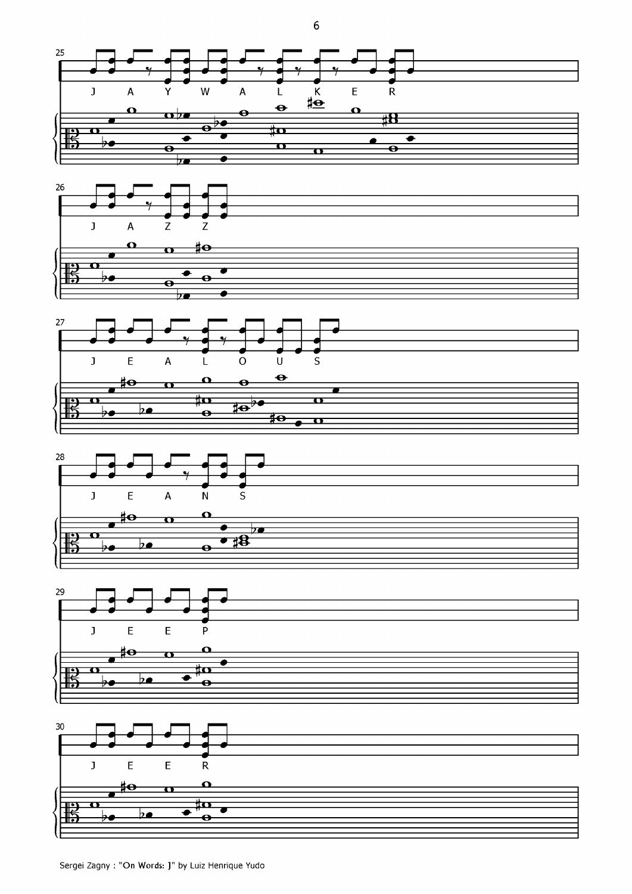25

J A Y W A L K E R

26

J A Z Z

27

J E A L O U S

28

J E A N S

29

J E E P

30

J E E R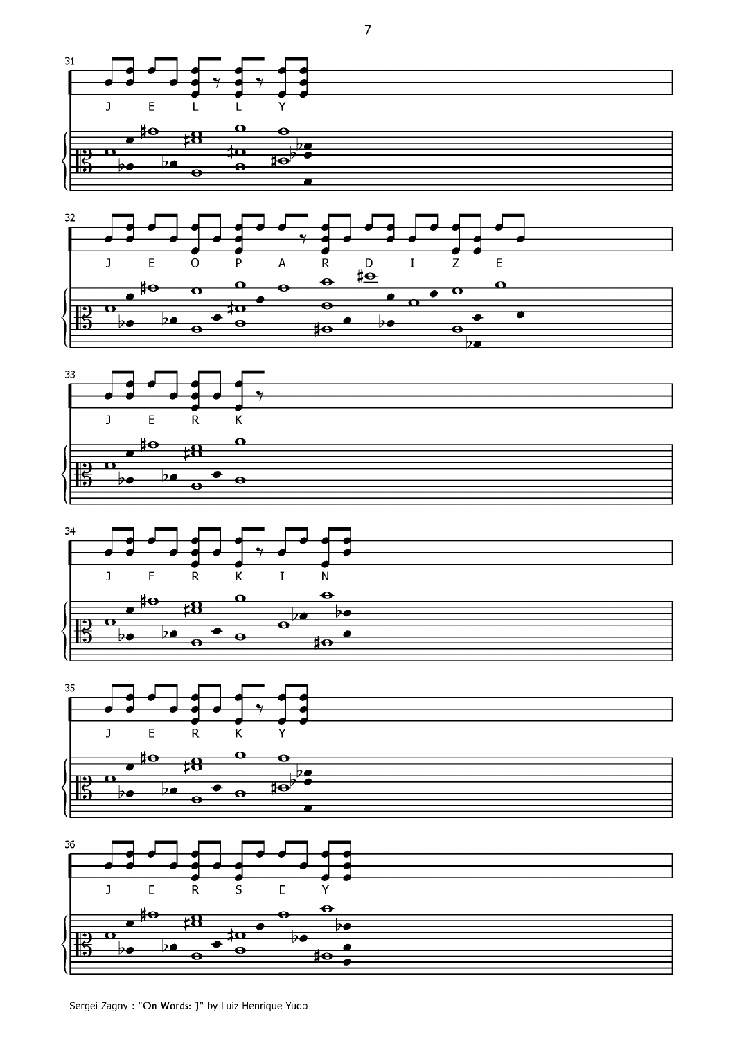31
J E L L Y

32
J E O P A R D I Z E

33
J E R K

34
J E R K I N

35
J E R K Y

36
J E R S E Y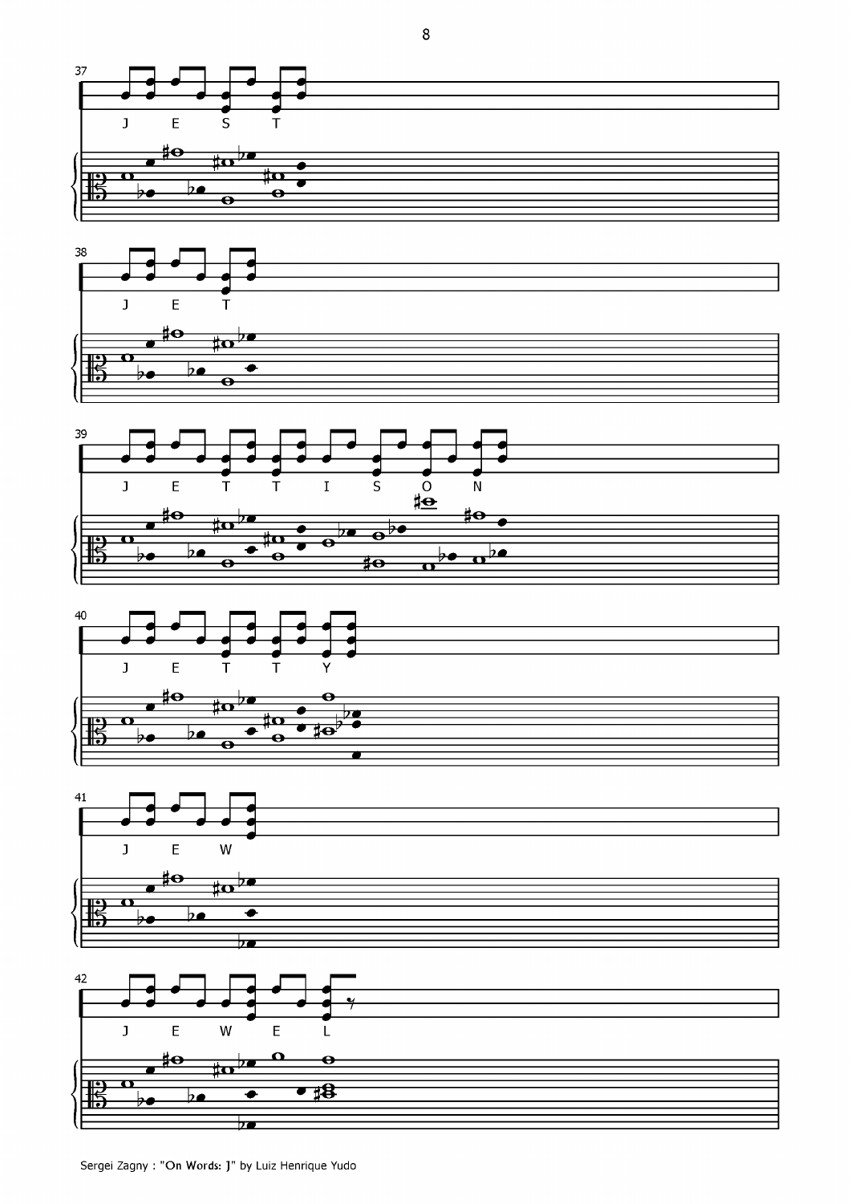37

J E S T

38

J E T

39

J E T T I S O N

40

J E T T Y

41

J E W

42

J E W E L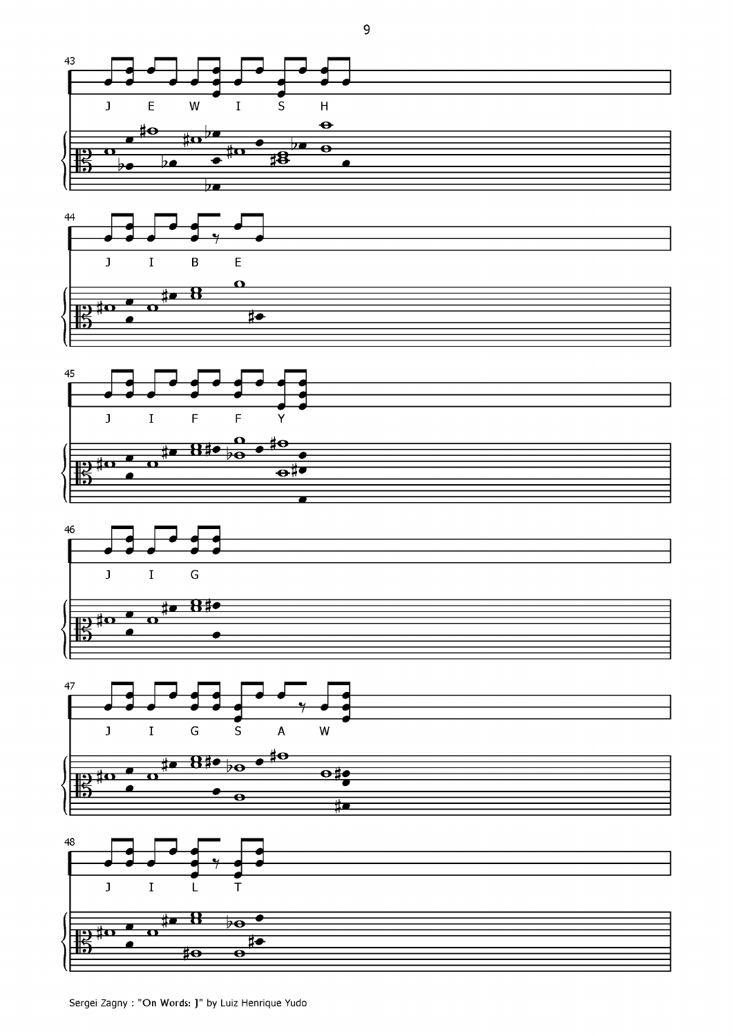43

J E W I S H

44

J I B E

45

J I F F Y

46

J I G

47

J I G S A W

48

J I L T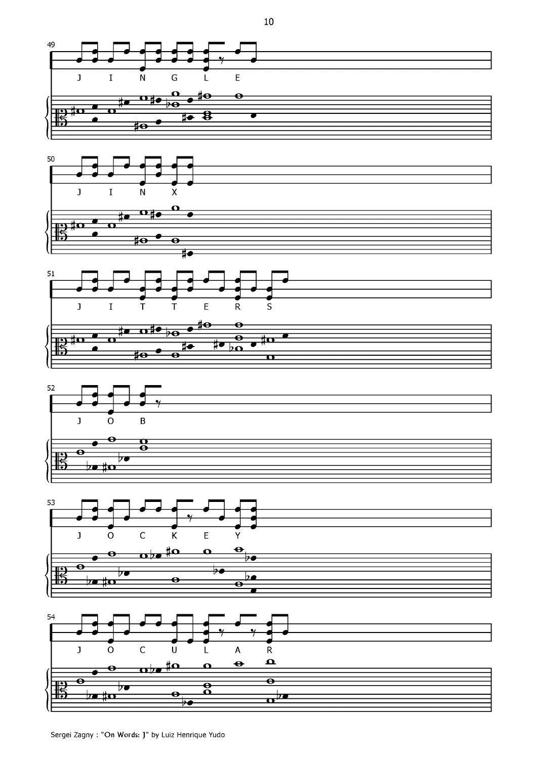49

J I N G L E

50

J I N X

51

J I T T E R S

52

J O B

53

J O C K E Y

54

J O C U L A R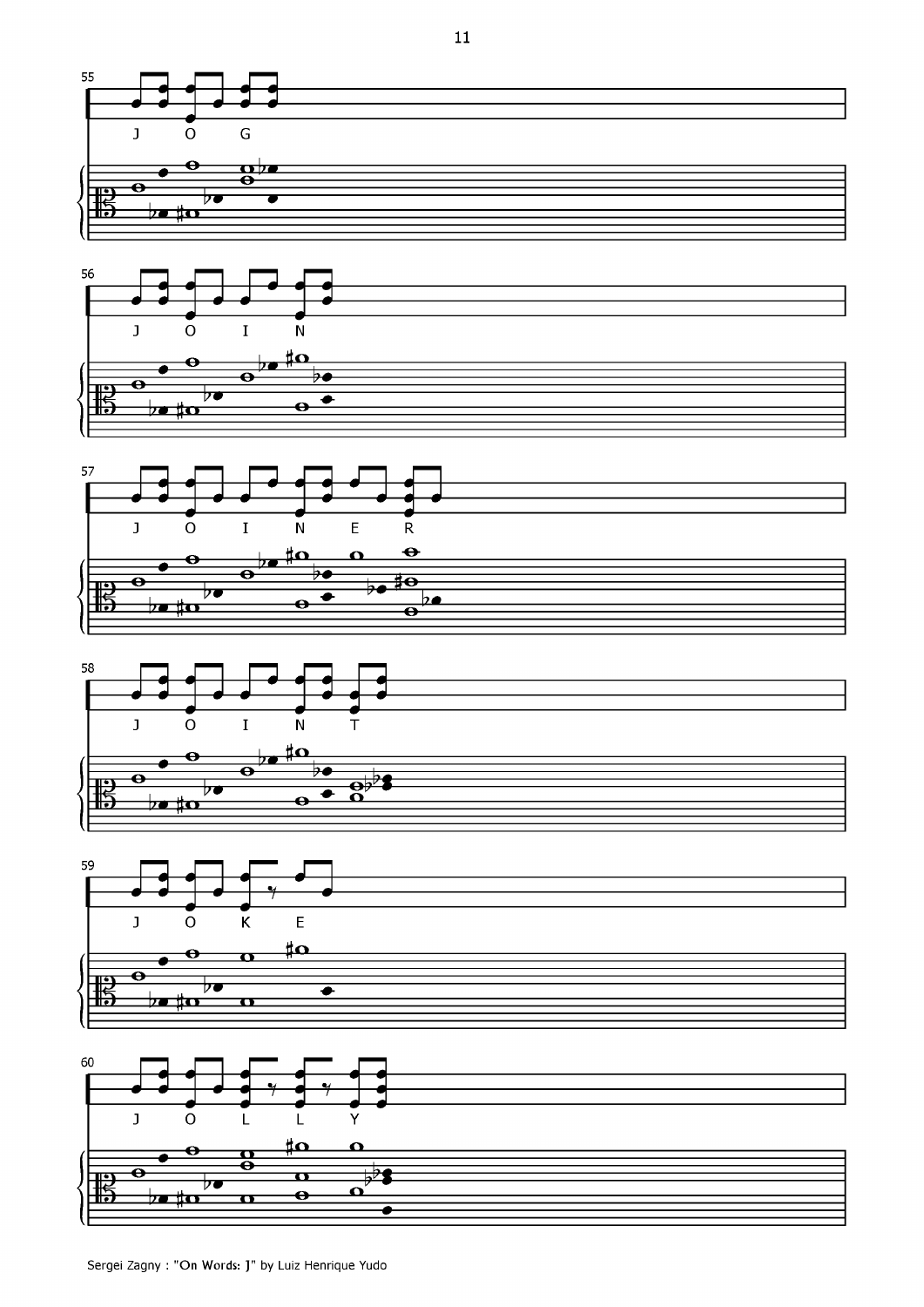55

J O G

56

J O I N

57

J O I N E R

58

J O I N T

59

J O K E

60

J O L L Y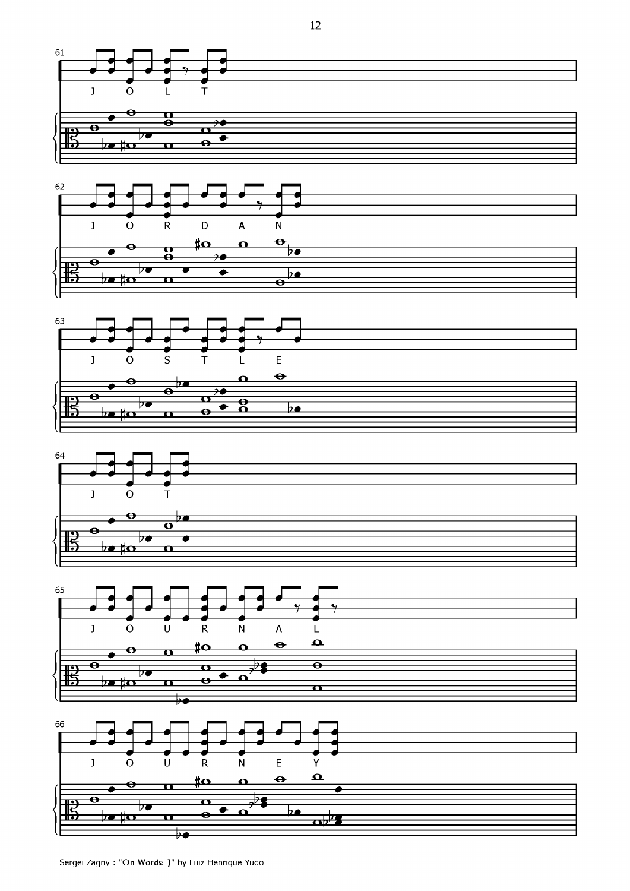61

J O L T

62

J O R D A N

63

J O S T L E

64

J O T

65

J O U R N A L

66

J O U R N E Y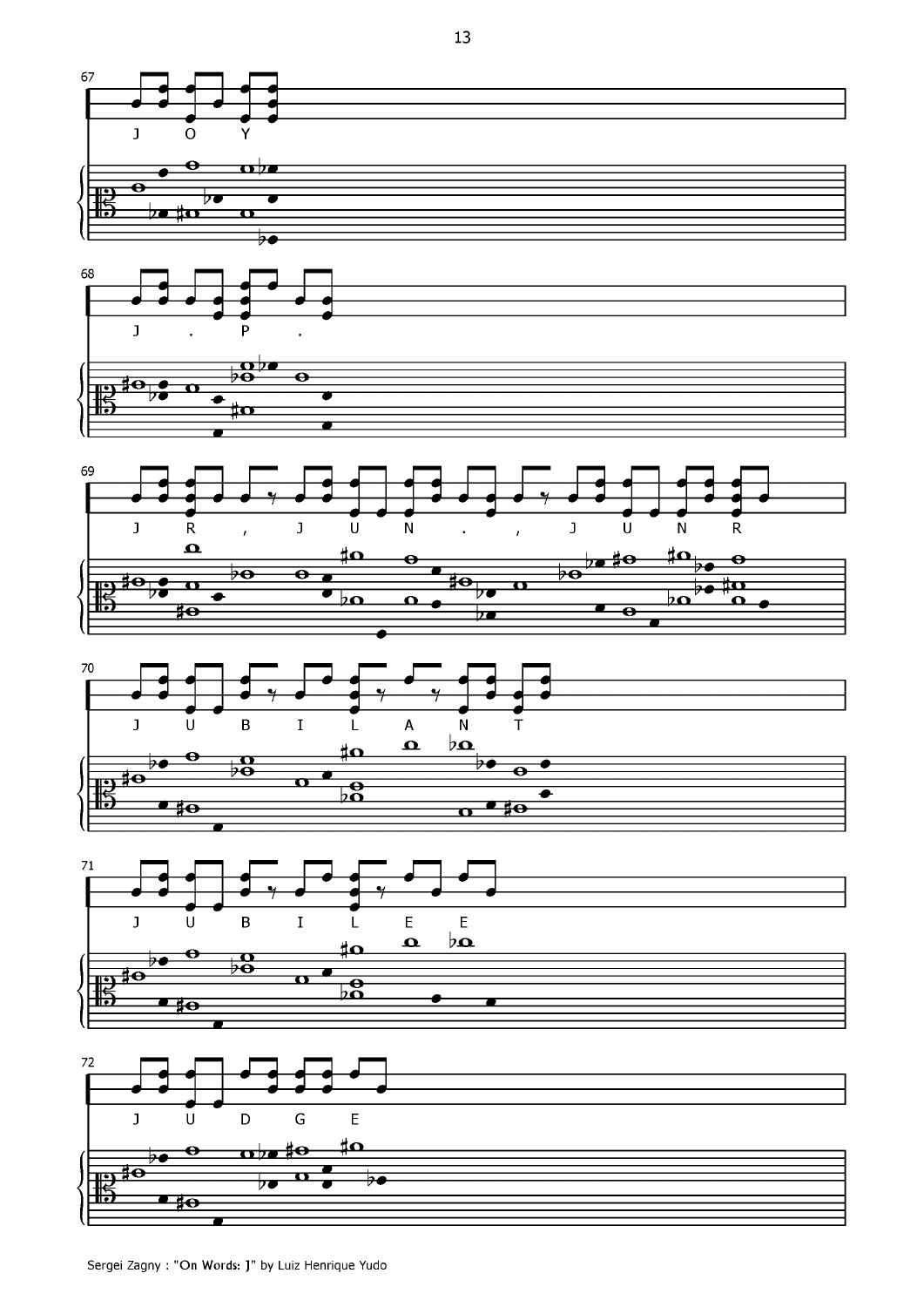67

J O Y

68

J . P .

69

J R , J U N . , J U N R

70

J U B I L A N T

71

J U B I L E E

72

J U D G E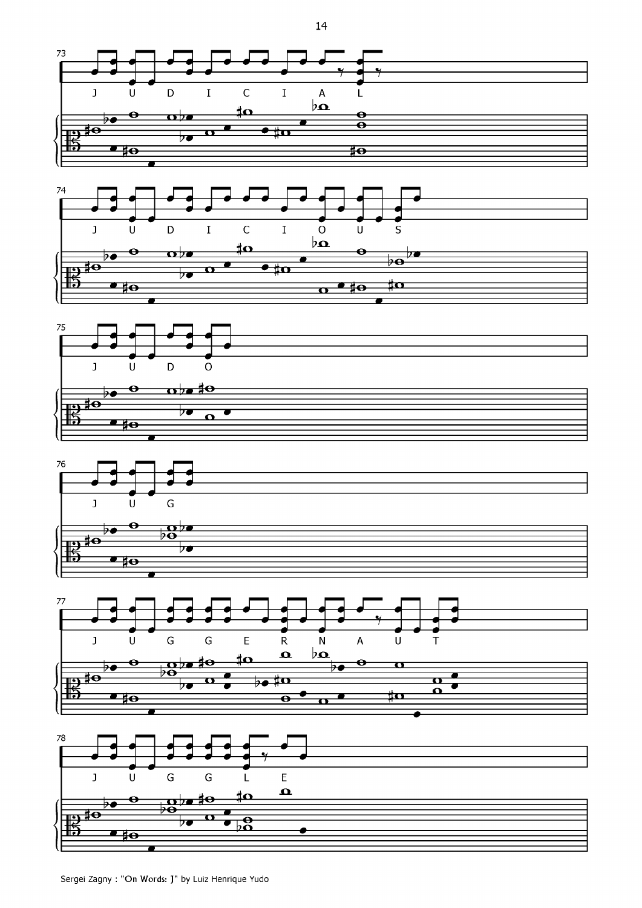73

J U D I C I A L

74

J U D I C I O U S

75

J U D O

76

J U G

77

J U G G E R N A U T

78

J U G G L E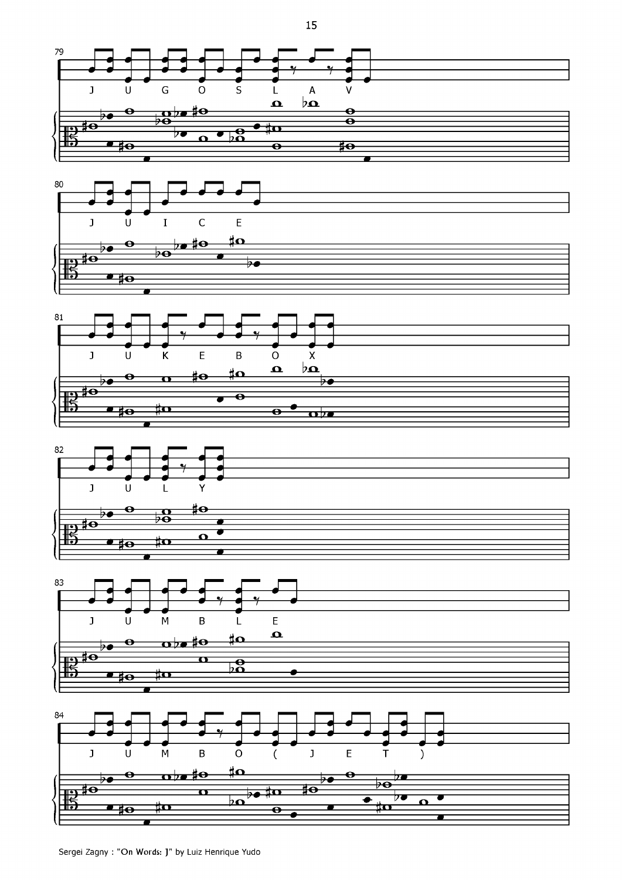79

J U G O S L A V

80

J U I C E

81

J U K E B O X

82

J U L Y

83

J U M B L E

84

J U M B O ( J E T )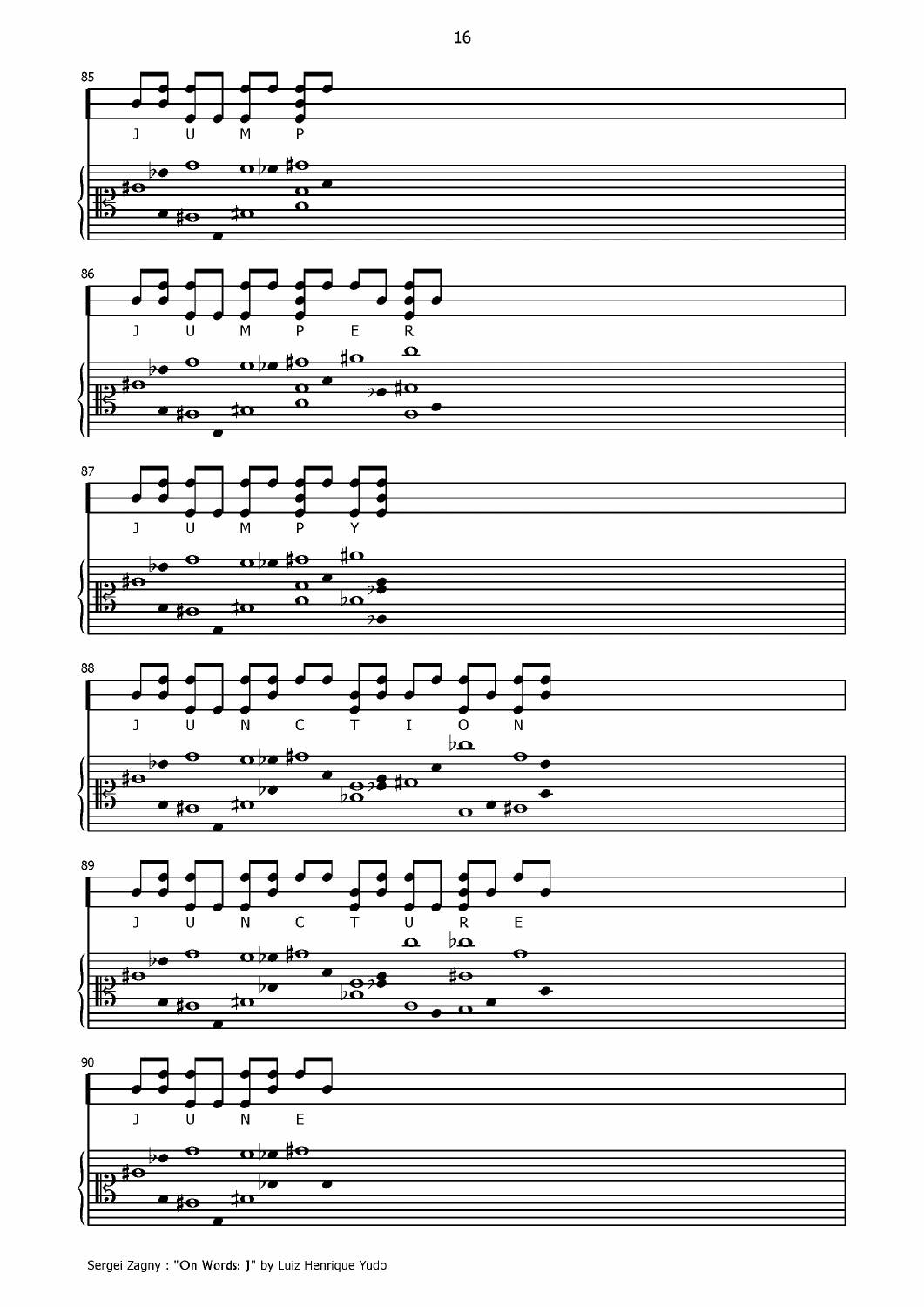85 J U M P

86 J U M P E R

87 J U M P Y

88 J U N C T I O N

89 J U N C T U R E

90 J U N E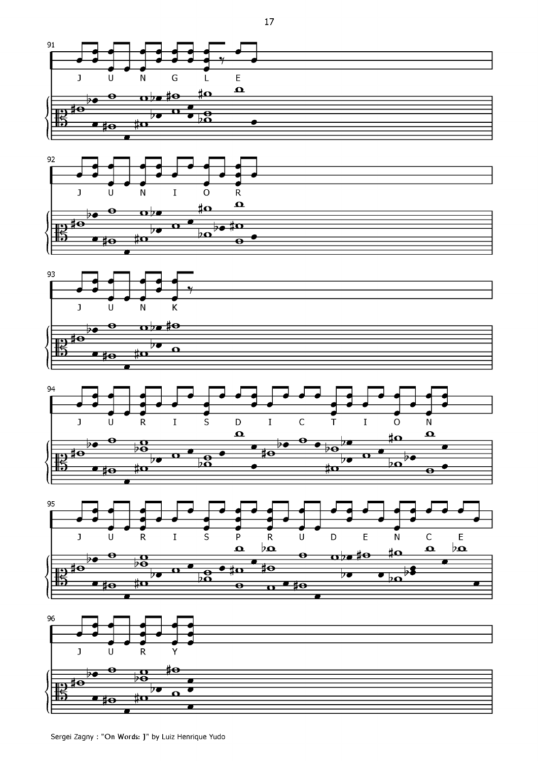91

J U N G L E

92

J U N I O R

93

J U N K

94

J U R I S D I C T I O N

95

J U R I S P R U D E N C E

96

J U R Y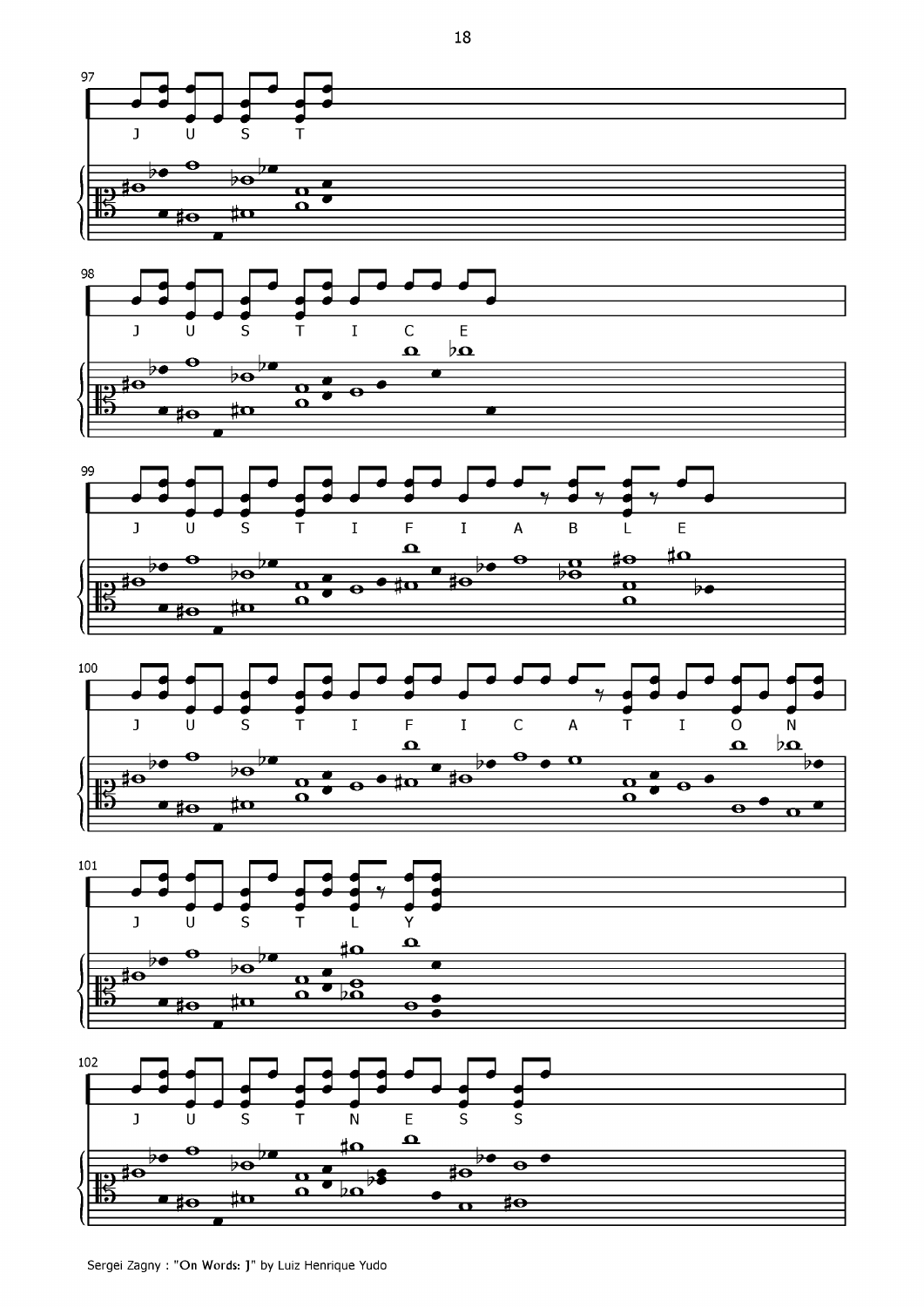97

J U S T

98

J U S T I C E

99

J U S T I F I A B L E

100

J U S T I F I C A T I O N

101

J U S T L Y

102

J U S T N E S S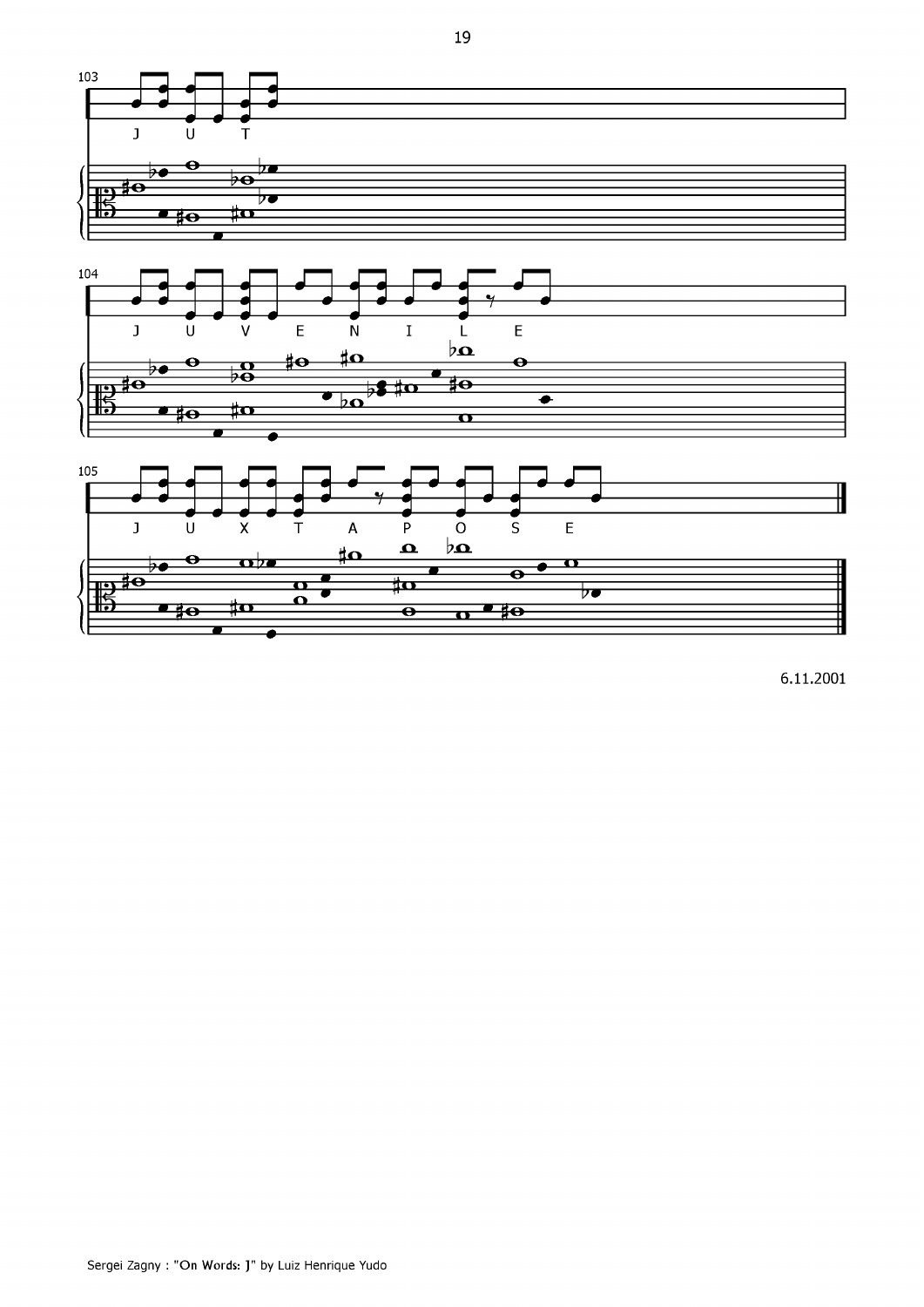103

J U T

104

J U V E N I L E

105

J U X T A P O S E

6.11.2001

Sergei Zagny : "On Words: J" by Luiz Henrique Yudo